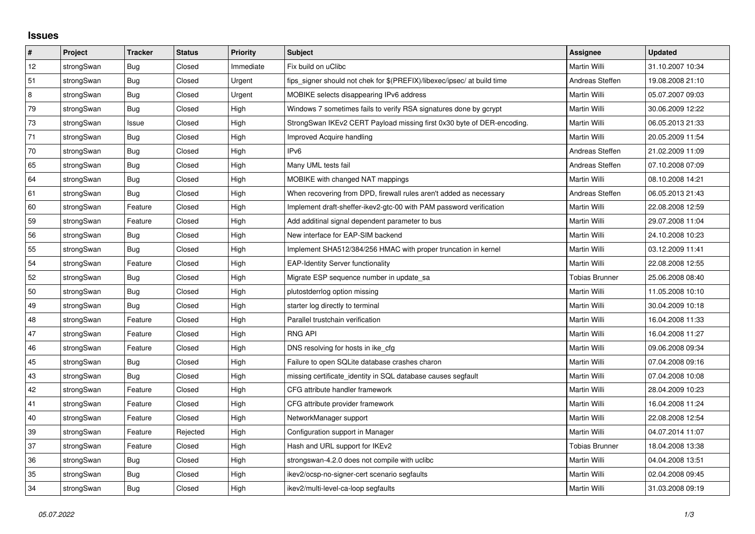## Issues

| # | Project | Tracker | Status | Priority | Subject | Assignee | Updated |
|---|---|---|---|---|---|---|---|
| 12 | strongSwan | Bug | Closed | Immediate | Fix build on uClibc | Martin Willi | 31.10.2007 10:34 |
| 51 | strongSwan | Bug | Closed | Urgent | fips_signer should not chek for $(PREFIX)/libexec/ipsec/ at build time | Andreas Steffen | 19.08.2008 21:10 |
| 8 | strongSwan | Bug | Closed | Urgent | MOBIKE selects disappearing IPv6 address | Martin Willi | 05.07.2007 09:03 |
| 79 | strongSwan | Bug | Closed | High | Windows 7 sometimes fails to verify RSA signatures done by gcrypt | Martin Willi | 30.06.2009 12:22 |
| 73 | strongSwan | Issue | Closed | High | StrongSwan IKEv2 CERT Payload missing first 0x30 byte of DER-encoding. | Martin Willi | 06.05.2013 21:33 |
| 71 | strongSwan | Bug | Closed | High | Improved Acquire handling | Martin Willi | 20.05.2009 11:54 |
| 70 | strongSwan | Bug | Closed | High | IPv6 | Andreas Steffen | 21.02.2009 11:09 |
| 65 | strongSwan | Bug | Closed | High | Many UML tests fail | Andreas Steffen | 07.10.2008 07:09 |
| 64 | strongSwan | Bug | Closed | High | MOBIKE with changed NAT mappings | Martin Willi | 08.10.2008 14:21 |
| 61 | strongSwan | Bug | Closed | High | When recovering from DPD, firewall rules aren't added as necessary | Andreas Steffen | 06.05.2013 21:43 |
| 60 | strongSwan | Feature | Closed | High | Implement draft-sheffer-ikev2-gtc-00 with PAM password verification | Martin Willi | 22.08.2008 12:59 |
| 59 | strongSwan | Feature | Closed | High | Add additinal signal dependent parameter to bus | Martin Willi | 29.07.2008 11:04 |
| 56 | strongSwan | Bug | Closed | High | New interface for EAP-SIM backend | Martin Willi | 24.10.2008 10:23 |
| 55 | strongSwan | Bug | Closed | High | Implement SHA512/384/256 HMAC with proper truncation in kernel | Martin Willi | 03.12.2009 11:41 |
| 54 | strongSwan | Feature | Closed | High | EAP-Identity Server functionality | Martin Willi | 22.08.2008 12:55 |
| 52 | strongSwan | Bug | Closed | High | Migrate ESP sequence number in update_sa | Tobias Brunner | 25.06.2008 08:40 |
| 50 | strongSwan | Bug | Closed | High | plutostderrlog option missing | Martin Willi | 11.05.2008 10:10 |
| 49 | strongSwan | Bug | Closed | High | starter log directly to terminal | Martin Willi | 30.04.2009 10:18 |
| 48 | strongSwan | Feature | Closed | High | Parallel trustchain verification | Martin Willi | 16.04.2008 11:33 |
| 47 | strongSwan | Feature | Closed | High | RNG API | Martin Willi | 16.04.2008 11:27 |
| 46 | strongSwan | Feature | Closed | High | DNS resolving for hosts in ike_cfg | Martin Willi | 09.06.2008 09:34 |
| 45 | strongSwan | Bug | Closed | High | Failure to open SQLite database crashes charon | Martin Willi | 07.04.2008 09:16 |
| 43 | strongSwan | Bug | Closed | High | missing certificate_identity in SQL database causes segfault | Martin Willi | 07.04.2008 10:08 |
| 42 | strongSwan | Feature | Closed | High | CFG attribute handler framework | Martin Willi | 28.04.2009 10:23 |
| 41 | strongSwan | Feature | Closed | High | CFG attribute provider framework | Martin Willi | 16.04.2008 11:24 |
| 40 | strongSwan | Feature | Closed | High | NetworkManager support | Martin Willi | 22.08.2008 12:54 |
| 39 | strongSwan | Feature | Rejected | High | Configuration support in Manager | Martin Willi | 04.07.2014 11:07 |
| 37 | strongSwan | Feature | Closed | High | Hash and URL support for IKEv2 | Tobias Brunner | 18.04.2008 13:38 |
| 36 | strongSwan | Bug | Closed | High | strongswan-4.2.0 does not compile with uclibc | Martin Willi | 04.04.2008 13:51 |
| 35 | strongSwan | Bug | Closed | High | ikev2/ocsp-no-signer-cert scenario segfaults | Martin Willi | 02.04.2008 09:45 |
| 34 | strongSwan | Bug | Closed | High | ikev2/multi-level-ca-loop segfaults | Martin Willi | 31.03.2008 09:19 |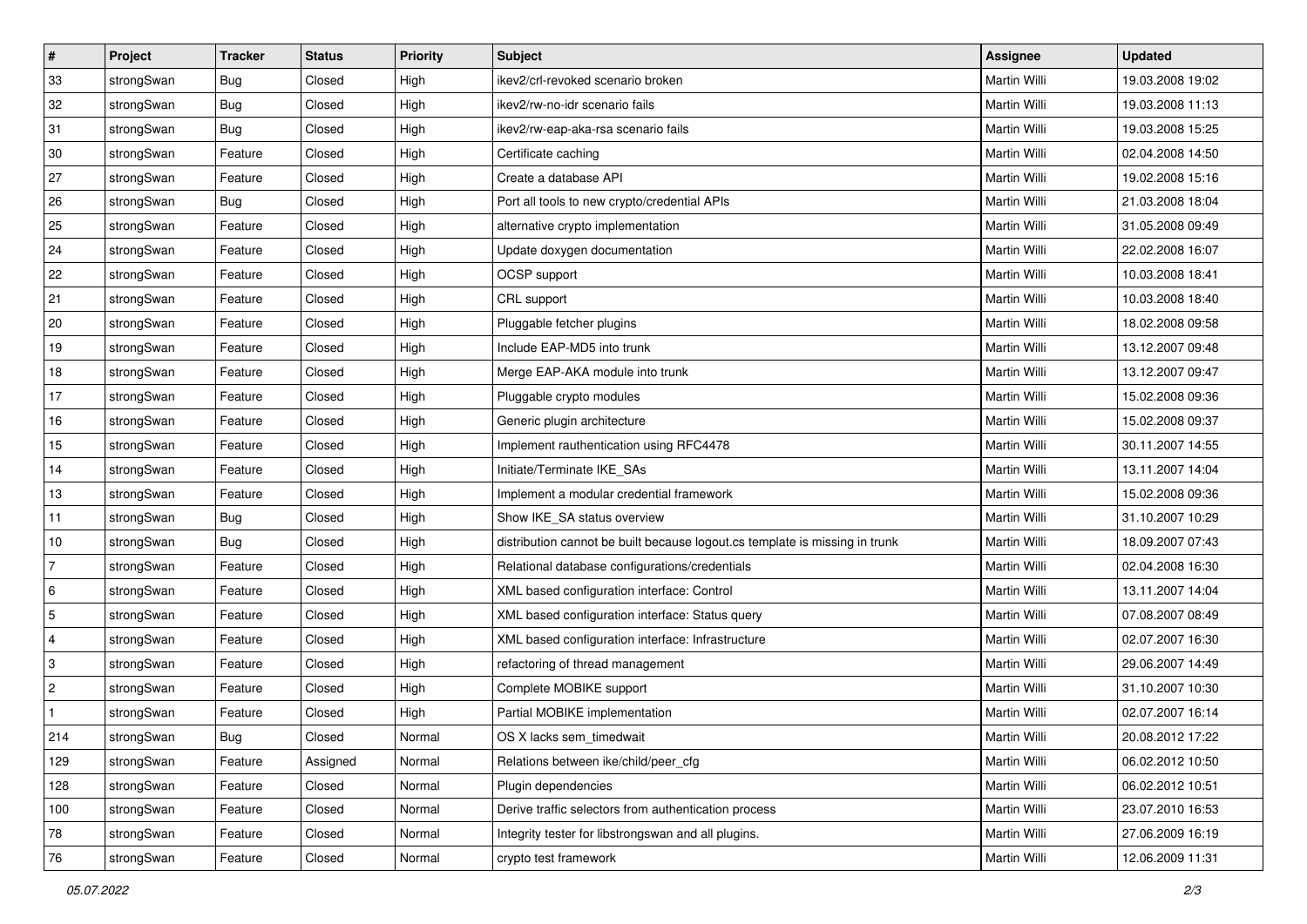| # | Project | Tracker | Status | Priority | Subject | Assignee | Updated |
| --- | --- | --- | --- | --- | --- | --- | --- |
| 33 | strongSwan | Bug | Closed | High | ikev2/crl-revoked scenario broken | Martin Willi | 19.03.2008 19:02 |
| 32 | strongSwan | Bug | Closed | High | ikev2/rw-no-idr scenario fails | Martin Willi | 19.03.2008 11:13 |
| 31 | strongSwan | Bug | Closed | High | ikev2/rw-eap-aka-rsa scenario fails | Martin Willi | 19.03.2008 15:25 |
| 30 | strongSwan | Feature | Closed | High | Certificate caching | Martin Willi | 02.04.2008 14:50 |
| 27 | strongSwan | Feature | Closed | High | Create a database API | Martin Willi | 19.02.2008 15:16 |
| 26 | strongSwan | Bug | Closed | High | Port all tools to new crypto/credential APIs | Martin Willi | 21.03.2008 18:04 |
| 25 | strongSwan | Feature | Closed | High | alternative crypto implementation | Martin Willi | 31.05.2008 09:49 |
| 24 | strongSwan | Feature | Closed | High | Update doxygen documentation | Martin Willi | 22.02.2008 16:07 |
| 22 | strongSwan | Feature | Closed | High | OCSP support | Martin Willi | 10.03.2008 18:41 |
| 21 | strongSwan | Feature | Closed | High | CRL support | Martin Willi | 10.03.2008 18:40 |
| 20 | strongSwan | Feature | Closed | High | Pluggable fetcher plugins | Martin Willi | 18.02.2008 09:58 |
| 19 | strongSwan | Feature | Closed | High | Include EAP-MD5 into trunk | Martin Willi | 13.12.2007 09:48 |
| 18 | strongSwan | Feature | Closed | High | Merge EAP-AKA module into trunk | Martin Willi | 13.12.2007 09:47 |
| 17 | strongSwan | Feature | Closed | High | Pluggable crypto modules | Martin Willi | 15.02.2008 09:36 |
| 16 | strongSwan | Feature | Closed | High | Generic plugin architecture | Martin Willi | 15.02.2008 09:37 |
| 15 | strongSwan | Feature | Closed | High | Implement rauthentication using RFC4478 | Martin Willi | 30.11.2007 14:55 |
| 14 | strongSwan | Feature | Closed | High | Initiate/Terminate IKE_SAs | Martin Willi | 13.11.2007 14:04 |
| 13 | strongSwan | Feature | Closed | High | Implement a modular credential framework | Martin Willi | 15.02.2008 09:36 |
| 11 | strongSwan | Bug | Closed | High | Show IKE_SA status overview | Martin Willi | 31.10.2007 10:29 |
| 10 | strongSwan | Bug | Closed | High | distribution cannot be built because logout.cs template is missing in trunk | Martin Willi | 18.09.2007 07:43 |
| 7 | strongSwan | Feature | Closed | High | Relational database configurations/credentials | Martin Willi | 02.04.2008 16:30 |
| 6 | strongSwan | Feature | Closed | High | XML based configuration interface: Control | Martin Willi | 13.11.2007 14:04 |
| 5 | strongSwan | Feature | Closed | High | XML based configuration interface: Status query | Martin Willi | 07.08.2007 08:49 |
| 4 | strongSwan | Feature | Closed | High | XML based configuration interface: Infrastructure | Martin Willi | 02.07.2007 16:30 |
| 3 | strongSwan | Feature | Closed | High | refactoring of thread management | Martin Willi | 29.06.2007 14:49 |
| 2 | strongSwan | Feature | Closed | High | Complete MOBIKE support | Martin Willi | 31.10.2007 10:30 |
| 1 | strongSwan | Feature | Closed | High | Partial MOBIKE implementation | Martin Willi | 02.07.2007 16:14 |
| 214 | strongSwan | Bug | Closed | Normal | OS X lacks sem_timedwait | Martin Willi | 20.08.2012 17:22 |
| 129 | strongSwan | Feature | Assigned | Normal | Relations between ike/child/peer_cfg | Martin Willi | 06.02.2012 10:50 |
| 128 | strongSwan | Feature | Closed | Normal | Plugin dependencies | Martin Willi | 06.02.2012 10:51 |
| 100 | strongSwan | Feature | Closed | Normal | Derive traffic selectors from authentication process | Martin Willi | 23.07.2010 16:53 |
| 78 | strongSwan | Feature | Closed | Normal | Integrity tester for libstrongswan and all plugins. | Martin Willi | 27.06.2009 16:19 |
| 76 | strongSwan | Feature | Closed | Normal | crypto test framework | Martin Willi | 12.06.2009 11:31 |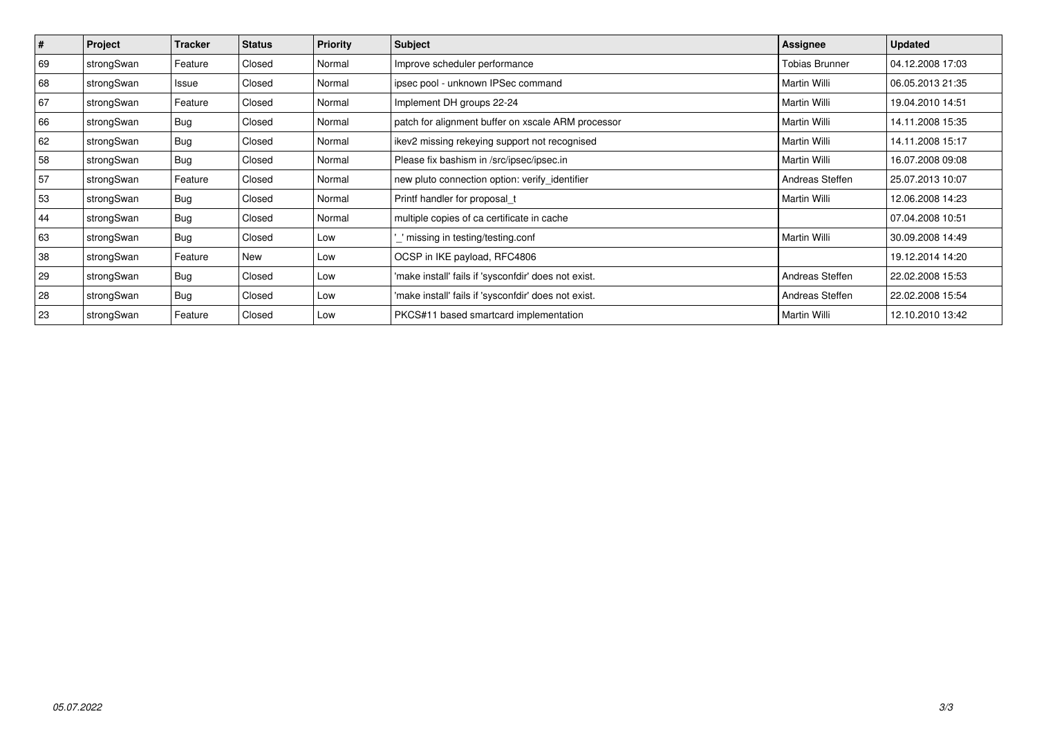| # | Project | Tracker | Status | Priority | Subject | Assignee | Updated |
|---|---|---|---|---|---|---|---|
| 69 | strongSwan | Feature | Closed | Normal | Improve scheduler performance | Tobias Brunner | 04.12.2008 17:03 |
| 68 | strongSwan | Issue | Closed | Normal | ipsec pool - unknown IPSec command | Martin Willi | 06.05.2013 21:35 |
| 67 | strongSwan | Feature | Closed | Normal | Implement DH groups 22-24 | Martin Willi | 19.04.2010 14:51 |
| 66 | strongSwan | Bug | Closed | Normal | patch for alignment buffer on xscale ARM processor | Martin Willi | 14.11.2008 15:35 |
| 62 | strongSwan | Bug | Closed | Normal | ikev2 missing rekeying support not recognised | Martin Willi | 14.11.2008 15:17 |
| 58 | strongSwan | Bug | Closed | Normal | Please fix bashism in /src/ipsec/ipsec.in | Martin Willi | 16.07.2008 09:08 |
| 57 | strongSwan | Feature | Closed | Normal | new pluto connection option: verify_identifier | Andreas Steffen | 25.07.2013 10:07 |
| 53 | strongSwan | Bug | Closed | Normal | Printf handler for proposal_t | Martin Willi | 12.06.2008 14:23 |
| 44 | strongSwan | Bug | Closed | Normal | multiple copies of ca certificate in cache | | 07.04.2008 10:51 |
| 63 | strongSwan | Bug | Closed | Low | '_' missing in testing/testing.conf | Martin Willi | 30.09.2008 14:49 |
| 38 | strongSwan | Feature | New | Low | OCSP in IKE payload, RFC4806 | | 19.12.2014 14:20 |
| 29 | strongSwan | Bug | Closed | Low | 'make install' fails if 'sysconfdir' does not exist. | Andreas Steffen | 22.02.2008 15:53 |
| 28 | strongSwan | Bug | Closed | Low | 'make install' fails if 'sysconfdir' does not exist. | Andreas Steffen | 22.02.2008 15:54 |
| 23 | strongSwan | Feature | Closed | Low | PKCS#11 based smartcard implementation | Martin Willi | 12.10.2010 13:42 |